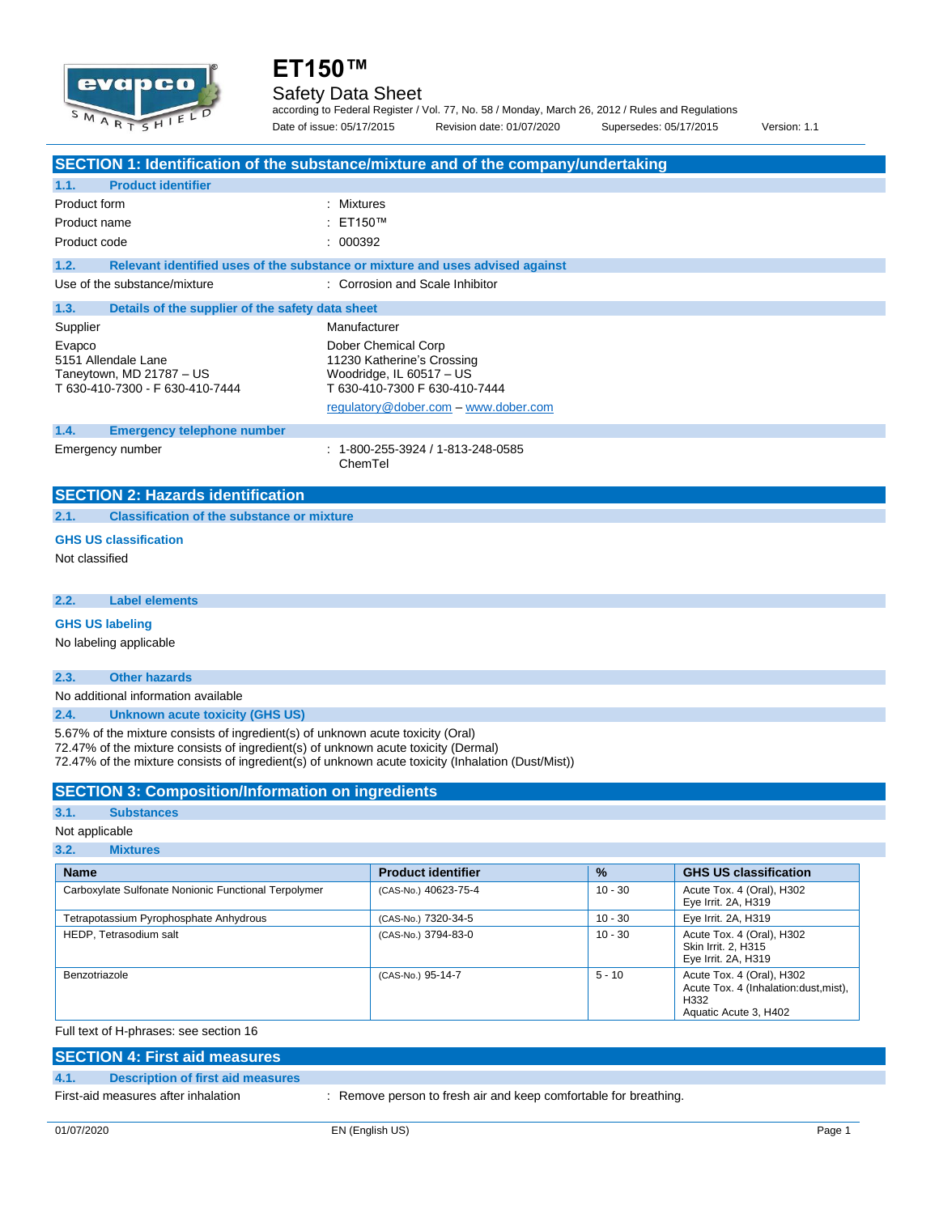# ET150™

## Safety Data Sheet

according to Federal Register / Vol. 77, No. 58 / Monday, March 26, 2012 / Rules and Regulations

Date of issue: 05/17/2015 Revision date: 01/07/2020 Supersedes: 05/17/2015 Version: 1.1

## SECTION 1: Identification of the substance/mixture and of the company/undertaking

### 1.1. Product identifier

Product form : Mixtures

Product name : ET150™

Product code : 000392

### 1.2. Relevant identified uses of the substance or mixture and uses advised against

Use of the substance/mixture : Corrosion and Scale Inhibitor

### 1.3. Details of the supplier of the safety data sheet

**Supplier**

Evapco
5151 Allendale Lane
Taneytown, MD 21787 – US
T 630-410-7300 - F 630-410-7444

**Manufacturer**

Dober Chemical Corp
11230 Katherine's Crossing
Woodridge, IL 60517 – US
T 630-410-7300 F 630-410-7444
regulatory@dober.com – www.dober.com

### 1.4. Emergency telephone number

Emergency number : 1-800-255-3924 / 1-813-248-0585 ChemTel

## SECTION 2: Hazards identification

### 2.1. Classification of the substance or mixture

**GHS US classification**

Not classified

### 2.2. Label elements

**GHS US labeling**

No labeling applicable

### 2.3. Other hazards

No additional information available

### 2.4. Unknown acute toxicity (GHS US)

5.67% of the mixture consists of ingredient(s) of unknown acute toxicity (Oral)
72.47% of the mixture consists of ingredient(s) of unknown acute toxicity (Dermal)
72.47% of the mixture consists of ingredient(s) of unknown acute toxicity (Inhalation (Dust/Mist))

## SECTION 3: Composition/Information on ingredients

### 3.1. Substances

Not applicable

### 3.2. Mixtures

| Name | Product identifier | % | GHS US classification |
|---|---|---|---|
| Carboxylate Sulfonate Nonionic Functional Terpolymer | (CAS-No.) 40623-75-4 | 10 - 30 | Acute Tox. 4 (Oral), H302<br>Eye Irrit. 2A, H319 |
| Tetrapotassium Pyrophosphate Anhydrous | (CAS-No.) 7320-34-5 | 10 - 30 | Eye Irrit. 2A, H319 |
| HEDP, Tetrasodium salt | (CAS-No.) 3794-83-0 | 10 - 30 | Acute Tox. 4 (Oral), H302<br>Skin Irrit. 2, H315<br>Eye Irrit. 2A, H319 |
| Benzotriazole | (CAS-No.) 95-14-7 | 5 - 10 | Acute Tox. 4 (Oral), H302<br>Acute Tox. 4 (Inhalation:dust,mist), H332<br>Aquatic Acute 3, H402 |

Full text of H-phrases: see section 16

## SECTION 4: First aid measures

### 4.1. Description of first aid measures

First-aid measures after inhalation : Remove person to fresh air and keep comfortable for breathing.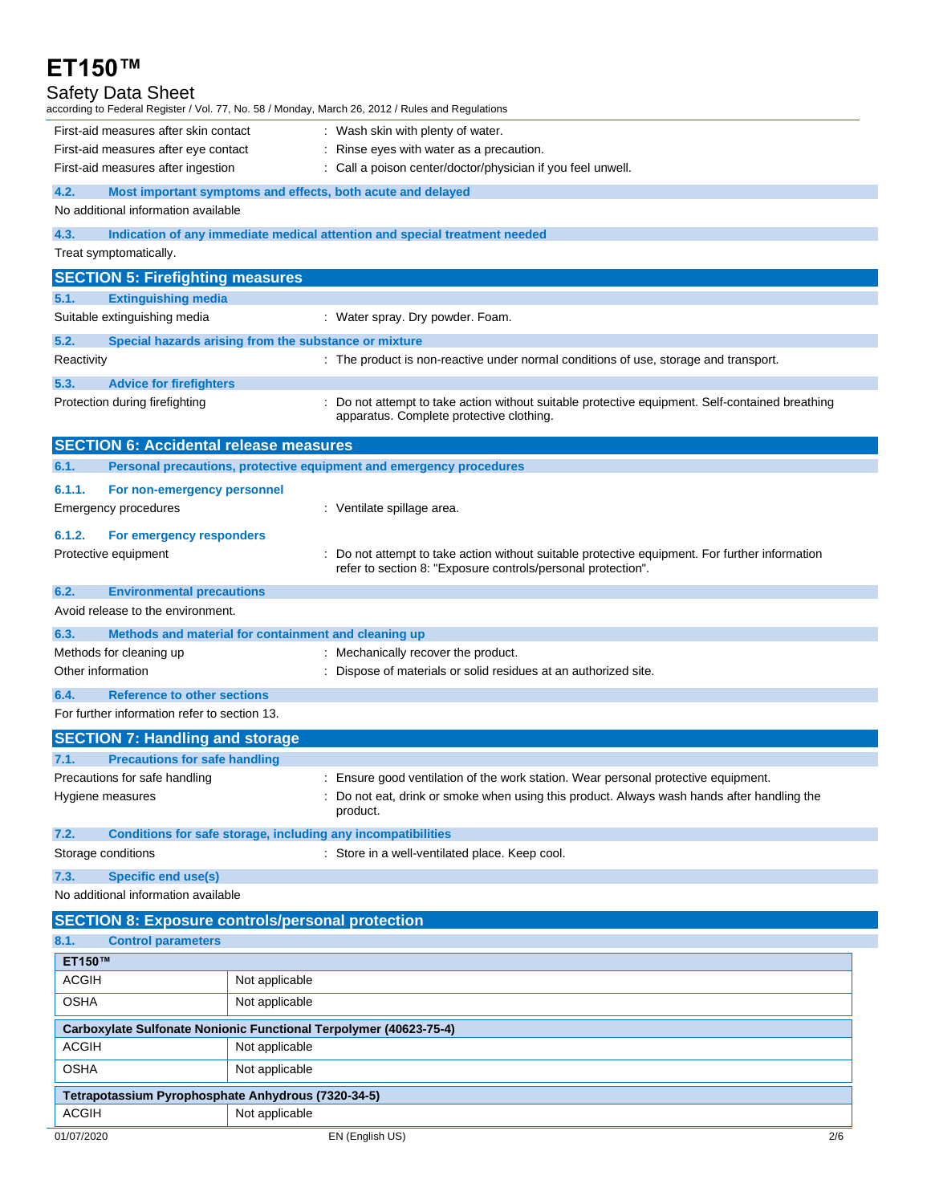First-aid measures after skin contact : Wash skin with plenty of water.

First-aid measures after eye contact : Rinse eyes with water as a precaution.

First-aid measures after ingestion : Call a poison center/doctor/physician if you feel unwell.

### 4.2. Most important symptoms and effects, both acute and delayed

No additional information available

### 4.3. Indication of any immediate medical attention and special treatment needed

Treat symptomatically.

## SECTION 5: Firefighting measures

### 5.1. Extinguishing media

Suitable extinguishing media : Water spray. Dry powder. Foam.

### 5.2. Special hazards arising from the substance or mixture

Reactivity : The product is non-reactive under normal conditions of use, storage and transport.

### 5.3. Advice for firefighters

Protection during firefighting : Do not attempt to take action without suitable protective equipment. Self-contained breathing apparatus. Complete protective clothing.

## SECTION 6: Accidental release measures

### 6.1. Personal precautions, protective equipment and emergency procedures

#### 6.1.1. For non-emergency personnel

Emergency procedures : Ventilate spillage area.

#### 6.1.2. For emergency responders

Protective equipment : Do not attempt to take action without suitable protective equipment. For further information refer to section 8: "Exposure controls/personal protection".

### 6.2. Environmental precautions

Avoid release to the environment.

### 6.3. Methods and material for containment and cleaning up

Methods for cleaning up : Mechanically recover the product.

Other information : Dispose of materials or solid residues at an authorized site.

### 6.4. Reference to other sections

For further information refer to section 13.

## SECTION 7: Handling and storage

### 7.1. Precautions for safe handling

Precautions for safe handling : Ensure good ventilation of the work station. Wear personal protective equipment.

Hygiene measures : Do not eat, drink or smoke when using this product. Always wash hands after handling the product.

### 7.2. Conditions for safe storage, including any incompatibilities

Storage conditions : Store in a well-ventilated place. Keep cool.

### 7.3. Specific end use(s)

No additional information available

## SECTION 8: Exposure controls/personal protection

### 8.1. Control parameters

| ET150™ | |
|---|---|
| ACGIH | Not applicable |
| OSHA | Not applicable |

| Carboxylate Sulfonate Nonionic Functional Terpolymer (40623-75-4) | |
|---|---|
| ACGIH | Not applicable |
| OSHA | Not applicable |

| Tetrapotassium Pyrophosphate Anhydrous (7320-34-5) | |
|---|---|
| ACGIH | Not applicable |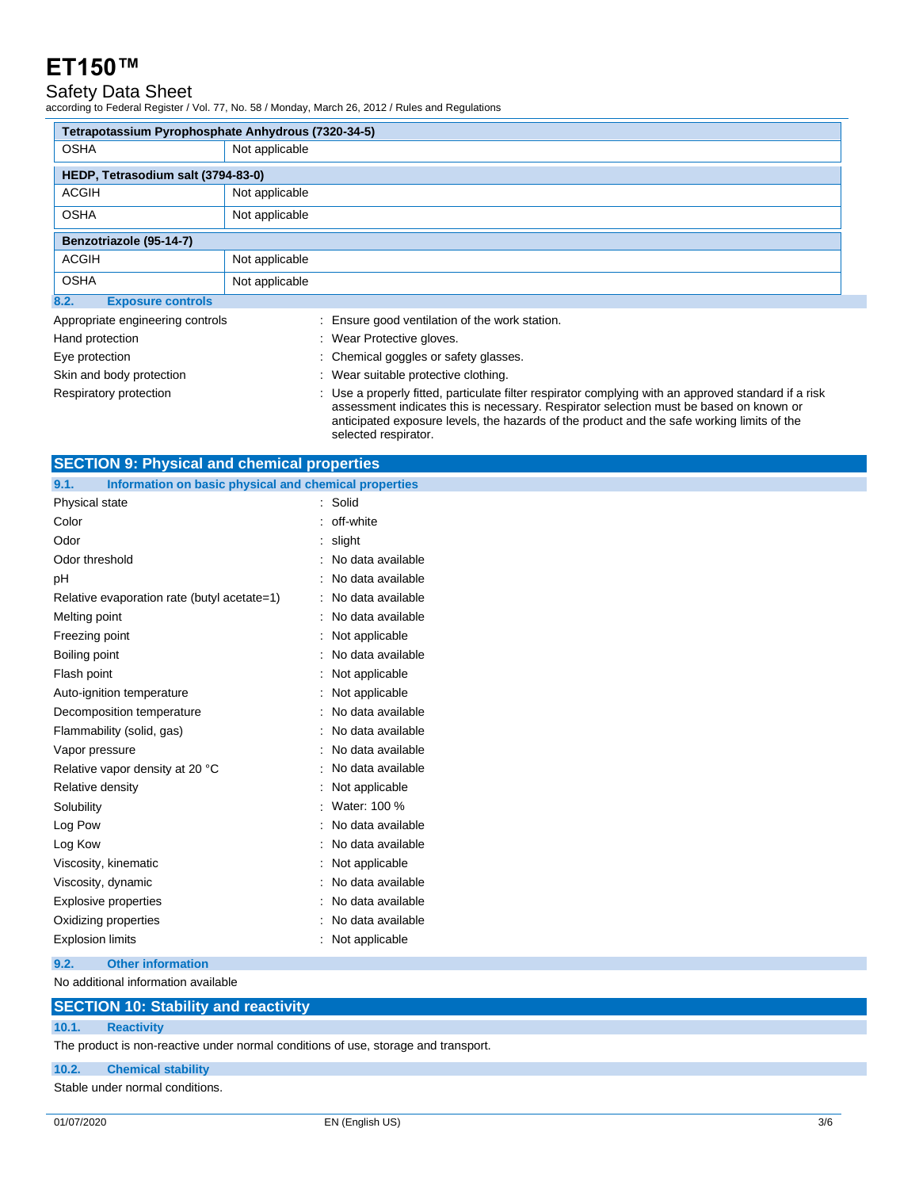| Tetrapotassium Pyrophosphate Anhydrous (7320-34-5) | |
|---|---|
| OSHA | Not applicable |

| HEDP, Tetrasodium salt (3794-83-0) | |
|---|---|
| ACGIH | Not applicable |
| OSHA | Not applicable |

| Benzotriazole (95-14-7) | |
|---|---|
| ACGIH | Not applicable |
| OSHA | Not applicable |

### 8.2. Exposure controls

Appropriate engineering controls : Ensure good ventilation of the work station.

Hand protection : Wear Protective gloves.

Eye protection : Chemical goggles or safety glasses.

Skin and body protection : Wear suitable protective clothing.

Respiratory protection : Use a properly fitted, particulate filter respirator complying with an approved standard if a risk assessment indicates this is necessary. Respirator selection must be based on known or anticipated exposure levels, the hazards of the product and the safe working limits of the selected respirator.

## SECTION 9: Physical and chemical properties

### 9.1. Information on basic physical and chemical properties

| Property | Value |
|---|---|
| Physical state | Solid |
| Color | off-white |
| Odor | slight |
| Odor threshold | No data available |
| pH | No data available |
| Relative evaporation rate (butyl acetate=1) | No data available |
| Melting point | No data available |
| Freezing point | Not applicable |
| Boiling point | No data available |
| Flash point | Not applicable |
| Auto-ignition temperature | Not applicable |
| Decomposition temperature | No data available |
| Flammability (solid, gas) | No data available |
| Vapor pressure | No data available |
| Relative vapor density at 20 °C | No data available |
| Relative density | Not applicable |
| Solubility | Water: 100 % |
| Log Pow | No data available |
| Log Kow | No data available |
| Viscosity, kinematic | Not applicable |
| Viscosity, dynamic | No data available |
| Explosive properties | No data available |
| Oxidizing properties | No data available |
| Explosion limits | Not applicable |

### 9.2. Other information

No additional information available

## SECTION 10: Stability and reactivity

### 10.1. Reactivity

The product is non-reactive under normal conditions of use, storage and transport.

### 10.2. Chemical stability

Stable under normal conditions.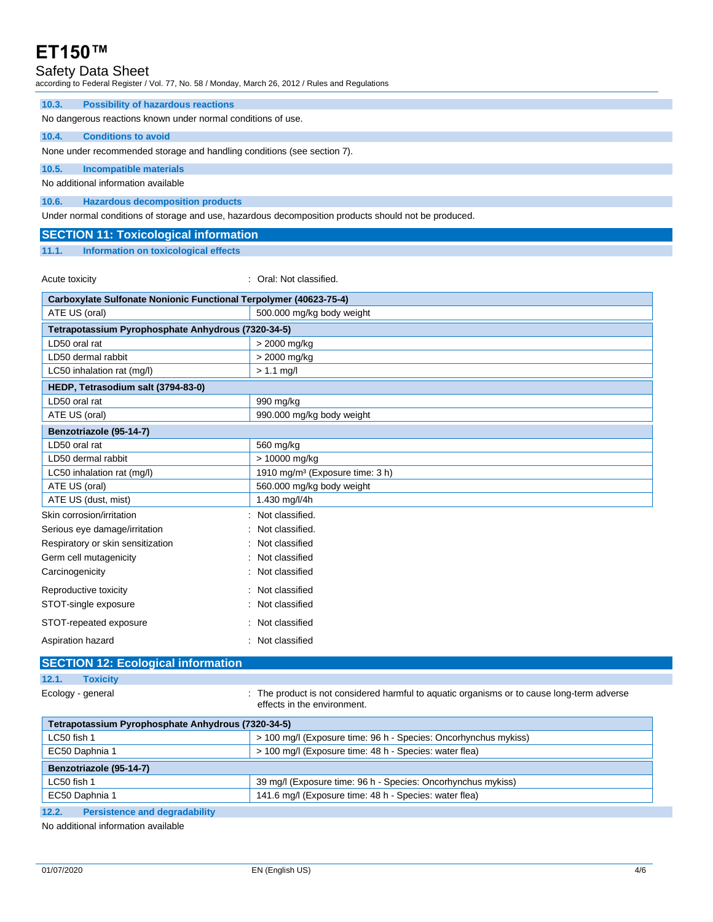### 10.3. Possibility of hazardous reactions

No dangerous reactions known under normal conditions of use.

### 10.4. Conditions to avoid

None under recommended storage and handling conditions (see section 7).

### 10.5. Incompatible materials

No additional information available

### 10.6. Hazardous decomposition products

Under normal conditions of storage and use, hazardous decomposition products should not be produced.

## SECTION 11: Toxicological information

### 11.1. Information on toxicological effects

Acute toxicity : Oral: Not classified.

| Carboxylate Sulfonate Nonionic Functional Terpolymer (40623-75-4) | |
|---|---|
| ATE US (oral) | 500.000 mg/kg body weight |
| **Tetrapotassium Pyrophosphate Anhydrous (7320-34-5)** | |
| LD50 oral rat | > 2000 mg/kg |
| LD50 dermal rabbit | > 2000 mg/kg |
| LC50 inhalation rat (mg/l) | > 1.1 mg/l |
| **HEDP, Tetrasodium salt (3794-83-0)** | |
| LD50 oral rat | 990 mg/kg |
| ATE US (oral) | 990.000 mg/kg body weight |
| **Benzotriazole (95-14-7)** | |
| LD50 oral rat | 560 mg/kg |
| LD50 dermal rabbit | > 10000 mg/kg |
| LC50 inhalation rat (mg/l) | 1910 mg/m³ (Exposure time: 3 h) |
| ATE US (oral) | 560.000 mg/kg body weight |
| ATE US (dust, mist) | 1.430 mg/l/4h |

Skin corrosion/irritation : Not classified.

Serious eye damage/irritation : Not classified.

Respiratory or skin sensitization : Not classified

Germ cell mutagenicity : Not classified

Carcinogenicity : Not classified

Reproductive toxicity : Not classified

STOT-single exposure : Not classified

STOT-repeated exposure : Not classified

Aspiration hazard : Not classified

## SECTION 12: Ecological information

### 12.1. Toxicity

Ecology - general : The product is not considered harmful to aquatic organisms or to cause long-term adverse effects in the environment.

| Tetrapotassium Pyrophosphate Anhydrous (7320-34-5) | |
|---|---|
| LC50 fish 1 | > 100 mg/l (Exposure time: 96 h - Species: Oncorhynchus mykiss) |
| EC50 Daphnia 1 | > 100 mg/l (Exposure time: 48 h - Species: water flea) |
| **Benzotriazole (95-14-7)** | |
| LC50 fish 1 | 39 mg/l (Exposure time: 96 h - Species: Oncorhynchus mykiss) |
| EC50 Daphnia 1 | 141.6 mg/l (Exposure time: 48 h - Species: water flea) |

### 12.2. Persistence and degradability

No additional information available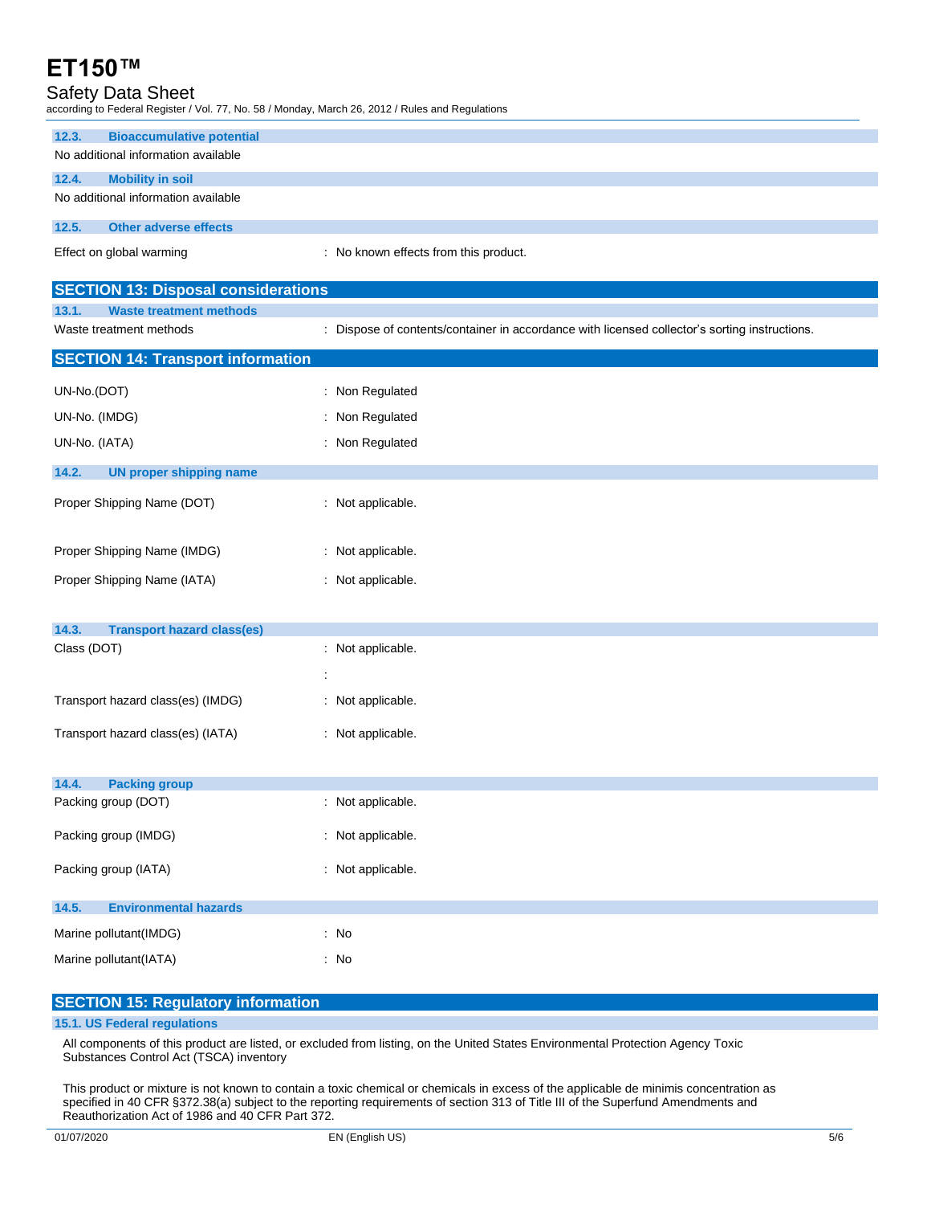### 12.3. Bioaccumulative potential

No additional information available

### 12.4. Mobility in soil

No additional information available

### 12.5. Other adverse effects

Effect on global warming : No known effects from this product.

## SECTION 13: Disposal considerations

### 13.1. Waste treatment methods

Waste treatment methods : Dispose of contents/container in accordance with licensed collector's sorting instructions.

## SECTION 14: Transport information

UN-No.(DOT) : Non Regulated

UN-No. (IMDG) : Non Regulated

UN-No. (IATA) : Non Regulated

### 14.2. UN proper shipping name

Proper Shipping Name (DOT) : Not applicable.

Proper Shipping Name (IMDG) : Not applicable.

Proper Shipping Name (IATA) : Not applicable.

### 14.3. Transport hazard class(es)

Class (DOT) : Not applicable.

:

Transport hazard class(es) (IMDG) : Not applicable.

Transport hazard class(es) (IATA) : Not applicable.

### 14.4. Packing group

Packing group (DOT) : Not applicable.

Packing group (IMDG) : Not applicable.

Packing group (IATA) : Not applicable.

### 14.5. Environmental hazards

Marine pollutant(IMDG) : No

Marine pollutant(IATA) : No

## SECTION 15: Regulatory information

### 15.1. US Federal regulations

All components of this product are listed, or excluded from listing, on the United States Environmental Protection Agency Toxic Substances Control Act (TSCA) inventory

This product or mixture is not known to contain a toxic chemical or chemicals in excess of the applicable de minimis concentration as specified in 40 CFR §372.38(a) subject to the reporting requirements of section 313 of Title III of the Superfund Amendments and Reauthorization Act of 1986 and 40 CFR Part 372.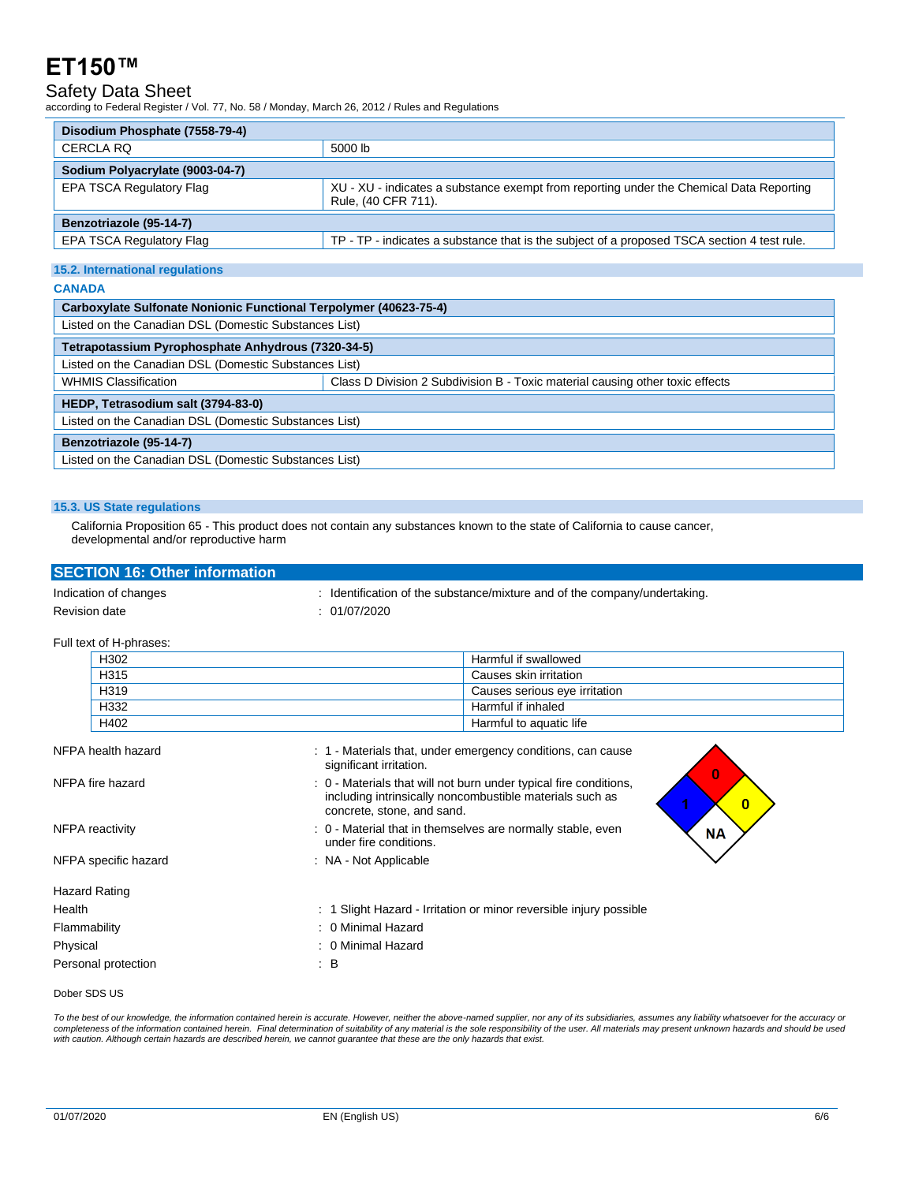| Disodium Phosphate (7558-79-4) | |
|---|---|
| CERCLA RQ | 5000 lb |

| Sodium Polyacrylate (9003-04-7) | |
|---|---|
| EPA TSCA Regulatory Flag | XU - XU - indicates a substance exempt from reporting under the Chemical Data Reporting Rule, (40 CFR 711). |

| Benzotriazole (95-14-7) | |
|---|---|
| EPA TSCA Regulatory Flag | TP - TP - indicates a substance that is the subject of a proposed TSCA section 4 test rule. |

### 15.2. International regulations

**CANADA**

| Carboxylate Sulfonate Nonionic Functional Terpolymer (40623-75-4) |
|---|
| Listed on the Canadian DSL (Domestic Substances List) |

| Tetrapotassium Pyrophosphate Anhydrous (7320-34-5) | |
|---|---|
| Listed on the Canadian DSL (Domestic Substances List) | |
| WHMIS Classification | Class D Division 2 Subdivision B - Toxic material causing other toxic effects |

| HEDP, Tetrasodium salt (3794-83-0) |
|---|
| Listed on the Canadian DSL (Domestic Substances List) |

| Benzotriazole (95-14-7) |
|---|
| Listed on the Canadian DSL (Domestic Substances List) |

### 15.3. US State regulations

California Proposition 65 - This product does not contain any substances known to the state of California to cause cancer, developmental and/or reproductive harm

## SECTION 16: Other information

Indication of changes : Identification of the substance/mixture and of the company/undertaking.

Revision date : 01/07/2020

Full text of H-phrases:

| | |
|---|---|
| H302 | Harmful if swallowed |
| H315 | Causes skin irritation |
| H319 | Causes serious eye irritation |
| H332 | Harmful if inhaled |
| H402 | Harmful to aquatic life |

NFPA health hazard : 1 - Materials that, under emergency conditions, can cause significant irritation.

NFPA fire hazard : 0 - Materials that will not burn under typical fire conditions, including intrinsically noncombustible materials such as concrete, stone, and sand.

NFPA reactivity : 0 - Material that in themselves are normally stable, even under fire conditions.

NFPA specific hazard : NA - Not Applicable

0
1
0
NA

Hazard Rating

Health : 1 Slight Hazard - Irritation or minor reversible injury possible

Flammability : 0 Minimal Hazard

Physical : 0 Minimal Hazard

Personal protection : B

Dober SDS US

*To the best of our knowledge, the information contained herein is accurate. However, neither the above-named supplier, nor any of its subsidiaries, assumes any liability whatsoever for the accuracy or completeness of the information contained herein. Final determination of suitability of any material is the sole responsibility of the user. All materials may present unknown hazards and should be used with caution. Although certain hazards are described herein, we cannot guarantee that these are the only hazards that exist.*